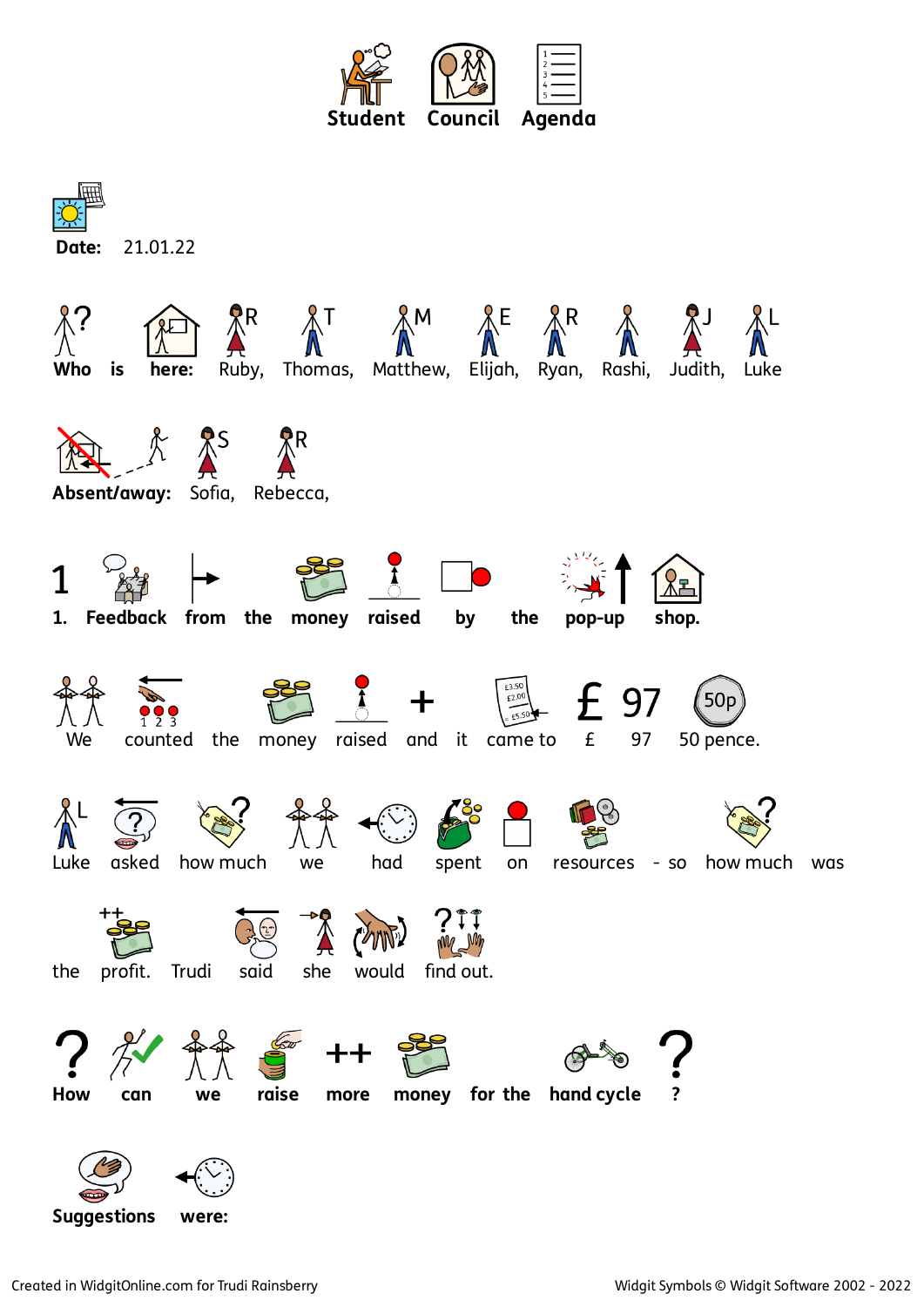# Student Council Agenda

**Date:** 21.01.22

**Who is here:** Ruby, Thomas, Matthew, Elijah, Ryan, Rashi, Judith, Luke

**Absent/away:** Sofia, Rebecca,

**1. Feedback from the money raised by the pop-up shop.**

We counted the money raised and it came to £ 97 50 pence.

Luke asked how much we had spent on resources - so how much was the profit. Trudi said she would find out.

**How can we raise more money for the hand cycle ?**

**Suggestions were:**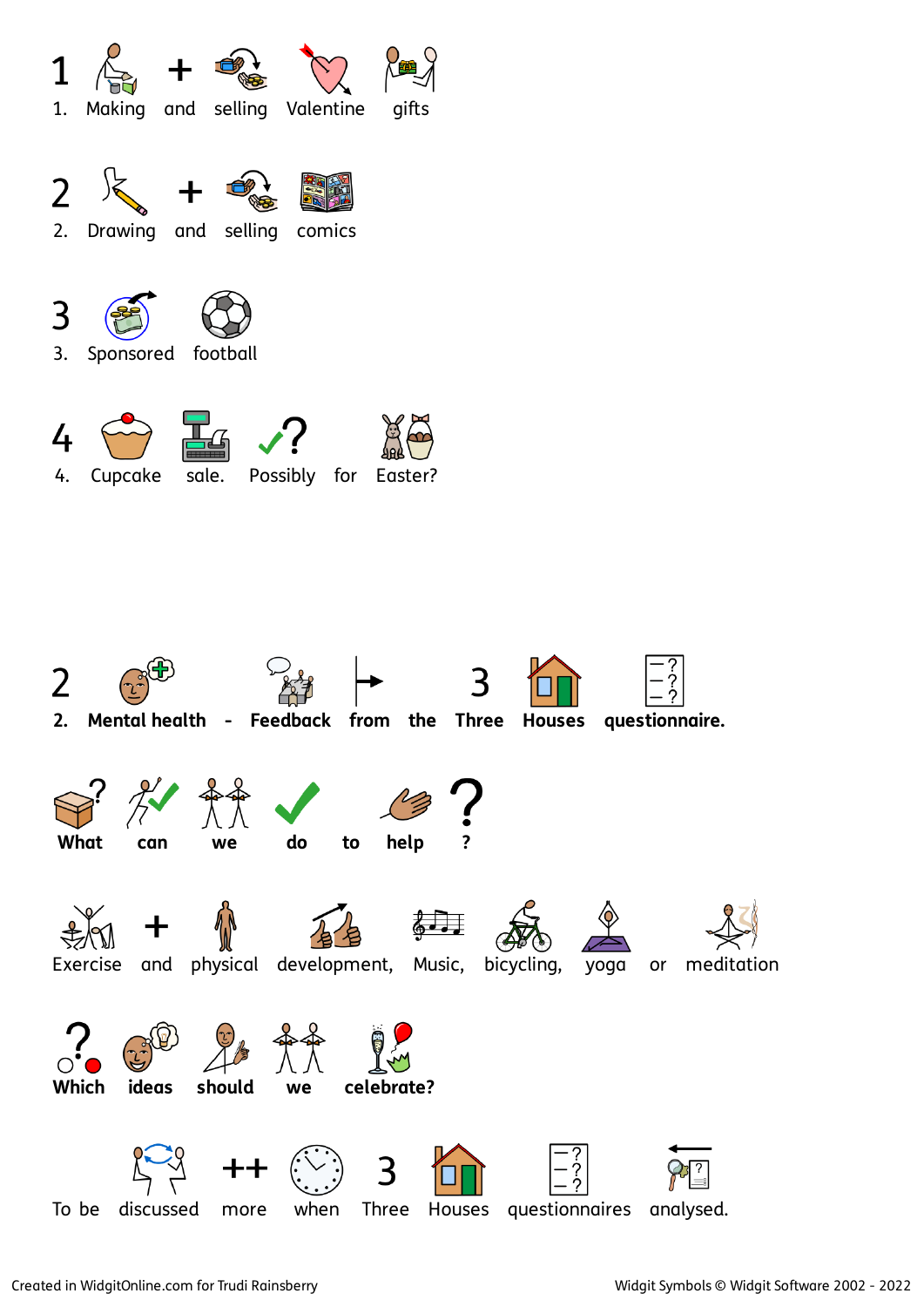1. Making + selling Valentine gifts

2. Drawing + selling comics

3. Sponsored football

4. Cupcake sale. Possibly for Easter?

**2. Mental health - Feedback from the 3 Houses questionnaire.**

**What can we do to help ?**

Exercise + physical development, Music, bicycling, yoga or meditation

**Which ideas should we celebrate?**

To be discussed more when 3 Houses questionnaires analysed.

Created in WidgitOnline.com for Trudi Rainsberry

Widgit Symbols © Widgit Software 2002 - 2022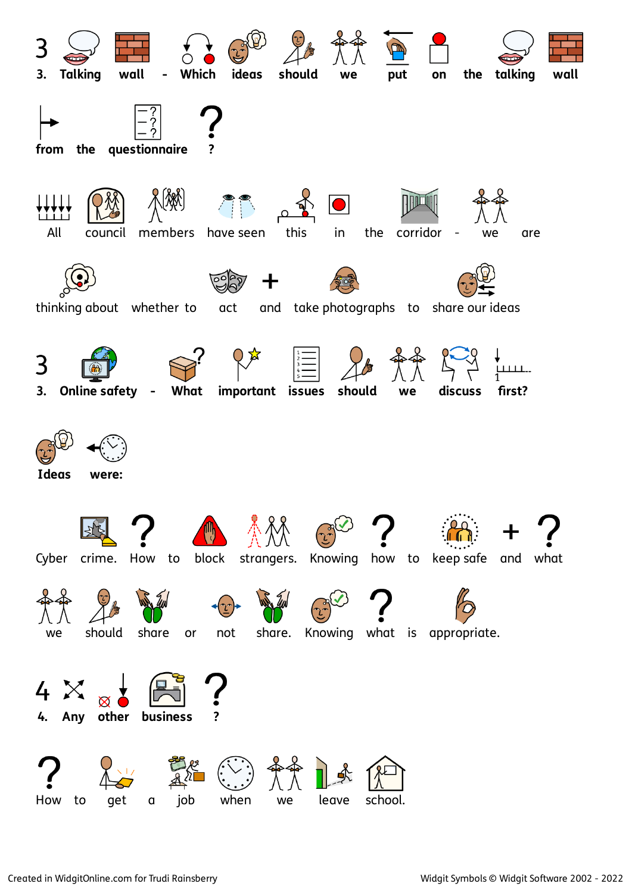**3. Talking wall - Which ideas should we put on the talking wall from the questionnaire ?**

All council members have seen this in the corridor - we are thinking about whether to act and take photographs to share our ideas

**3. Online safety - What important issues should we discuss first?**

**Ideas were:**

Cyber crime. How to block strangers. Knowing how to keep safe and what we should share or not share. Knowing what is appropriate.

**4. Any other business ?**

How to get a job when we leave school.

Created in WidgitOnline.com for Trudi Rainsberry

Widgit Symbols © Widgit Software 2002 - 2022